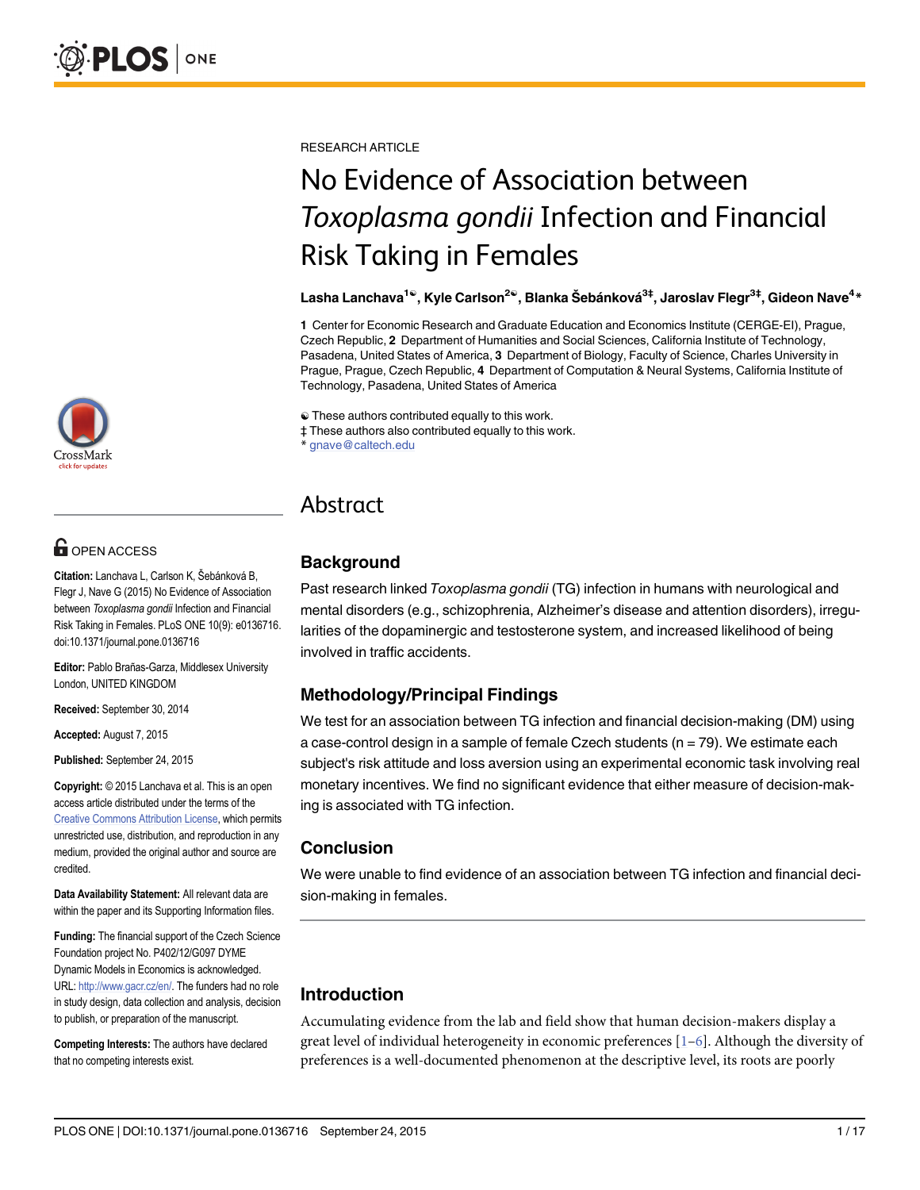RESEARCH ARTICLE

# No Evidence of Association between *Toxoplasma gondii* Infection and Financial Risk Taking in Females

**Lasha Lanchava[1☯], Kyle Carlson[2☯], Blanka Šebánková[3‡], Jaroslav Flegr[3‡], Gideon Nave[4*]**

**1** Center for Economic Research and Graduate Education and Economics Institute (CERGE-EI), Prague, Czech Republic, **2** Department of Humanities and Social Sciences, California Institute of Technology, Pasadena, United States of America, **3** Department of Biology, Faculty of Science, Charles University in Prague, Prague, Czech Republic, **4** Department of Computation & Neural Systems, California Institute of Technology, Pasadena, United States of America

☯ These authors contributed equally to this work.
‡ These authors also contributed equally to this work.
* gnave@caltech.edu

OPEN ACCESS

**Citation:** Lanchava L, Carlson K, Šebánková B, Flegr J, Nave G (2015) No Evidence of Association between *Toxoplasma gondii* Infection and Financial Risk Taking in Females. PLoS ONE 10(9): e0136716. doi:10.1371/journal.pone.0136716

**Editor:** Pablo Brañas-Garza, Middlesex University London, UNITED KINGDOM

**Received:** September 30, 2014

**Accepted:** August 7, 2015

**Published:** September 24, 2015

**Copyright:** © 2015 Lanchava et al. This is an open access article distributed under the terms of the Creative Commons Attribution License, which permits unrestricted use, distribution, and reproduction in any medium, provided the original author and source are credited.

**Data Availability Statement:** All relevant data are within the paper and its Supporting Information files.

**Funding:** The financial support of the Czech Science Foundation project No. P402/12/G097 DYME Dynamic Models in Economics is acknowledged. URL: http://www.gacr.cz/en/. The funders had no role in study design, data collection and analysis, decision to publish, or preparation of the manuscript.

**Competing Interests:** The authors have declared that no competing interests exist.

## Abstract

### Background

Past research linked *Toxoplasma gondii* (TG) infection in humans with neurological and mental disorders (e.g., schizophrenia, Alzheimer's disease and attention disorders), irregularities of the dopaminergic and testosterone system, and increased likelihood of being involved in traffic accidents.

### Methodology/Principal Findings

We test for an association between TG infection and financial decision-making (DM) using a case-control design in a sample of female Czech students (n = 79). We estimate each subject's risk attitude and loss aversion using an experimental economic task involving real monetary incentives. We find no significant evidence that either measure of decision-making is associated with TG infection.

### Conclusion

We were unable to find evidence of an association between TG infection and financial decision-making in females.

## Introduction

Accumulating evidence from the lab and field show that human decision-makers display a great level of individual heterogeneity in economic preferences [1–6]. Although the diversity of preferences is a well-documented phenomenon at the descriptive level, its roots are poorly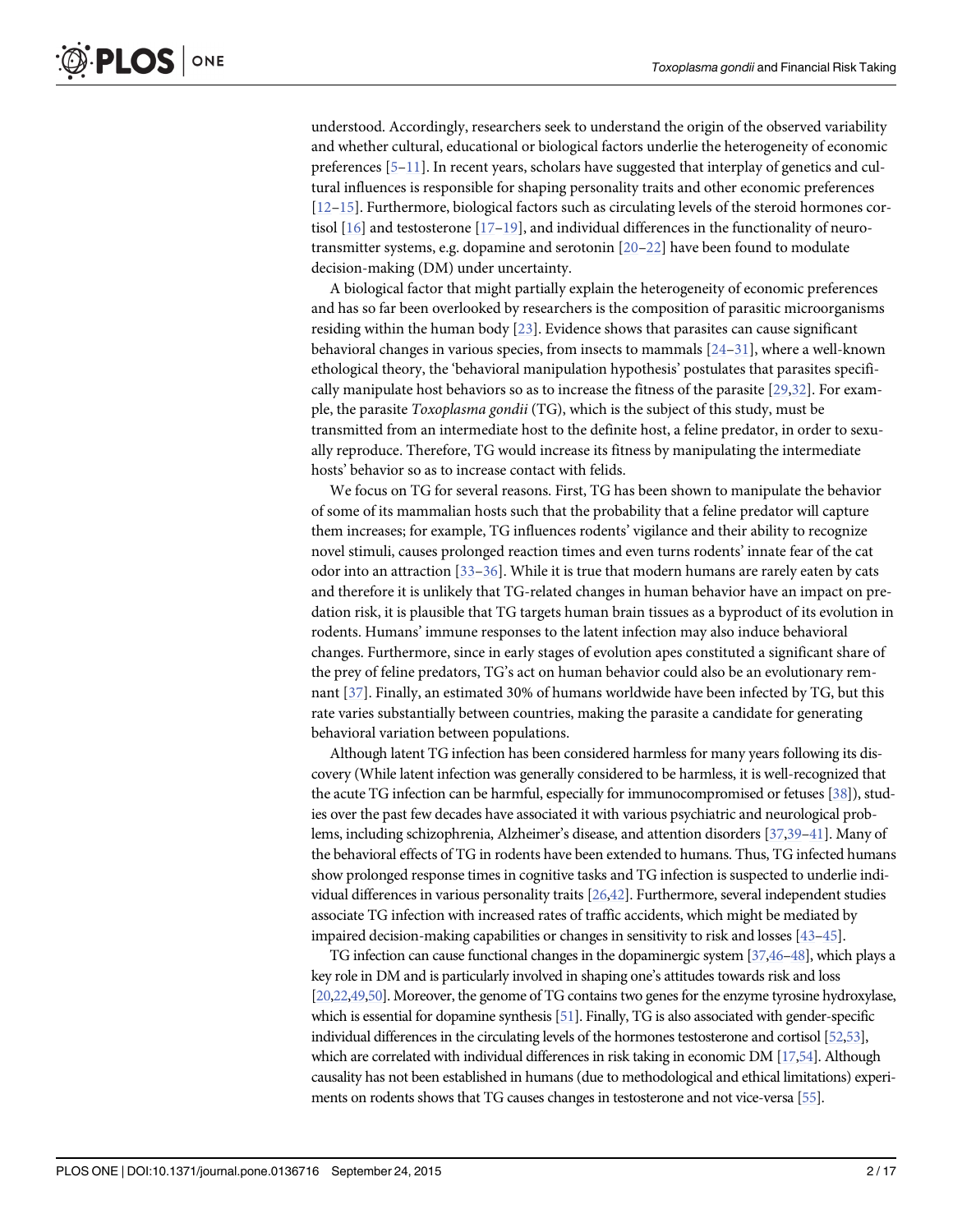understood. Accordingly, researchers seek to understand the origin of the observed variability and whether cultural, educational or biological factors underlie the heterogeneity of economic preferences [5–11]. In recent years, scholars have suggested that interplay of genetics and cultural influences is responsible for shaping personality traits and other economic preferences [12–15]. Furthermore, biological factors such as circulating levels of the steroid hormones cortisol [16] and testosterone [17–19], and individual differences in the functionality of neurotransmitter systems, e.g. dopamine and serotonin [20–22] have been found to modulate decision-making (DM) under uncertainty.

A biological factor that might partially explain the heterogeneity of economic preferences and has so far been overlooked by researchers is the composition of parasitic microorganisms residing within the human body [23]. Evidence shows that parasites can cause significant behavioral changes in various species, from insects to mammals [24–31], where a well-known ethological theory, the 'behavioral manipulation hypothesis' postulates that parasites specifically manipulate host behaviors so as to increase the fitness of the parasite [29,32]. For example, the parasite *Toxoplasma gondii* (TG), which is the subject of this study, must be transmitted from an intermediate host to the definite host, a feline predator, in order to sexually reproduce. Therefore, TG would increase its fitness by manipulating the intermediate hosts' behavior so as to increase contact with felids.

We focus on TG for several reasons. First, TG has been shown to manipulate the behavior of some of its mammalian hosts such that the probability that a feline predator will capture them increases; for example, TG influences rodents' vigilance and their ability to recognize novel stimuli, causes prolonged reaction times and even turns rodents' innate fear of the cat odor into an attraction [33–36]. While it is true that modern humans are rarely eaten by cats and therefore it is unlikely that TG-related changes in human behavior have an impact on predation risk, it is plausible that TG targets human brain tissues as a byproduct of its evolution in rodents. Humans' immune responses to the latent infection may also induce behavioral changes. Furthermore, since in early stages of evolution apes constituted a significant share of the prey of feline predators, TG's act on human behavior could also be an evolutionary remnant [37]. Finally, an estimated 30% of humans worldwide have been infected by TG, but this rate varies substantially between countries, making the parasite a candidate for generating behavioral variation between populations.

Although latent TG infection has been considered harmless for many years following its discovery (While latent infection was generally considered to be harmless, it is well-recognized that the acute TG infection can be harmful, especially for immunocompromised or fetuses [38]), studies over the past few decades have associated it with various psychiatric and neurological problems, including schizophrenia, Alzheimer's disease, and attention disorders [37,39–41]. Many of the behavioral effects of TG in rodents have been extended to humans. Thus, TG infected humans show prolonged response times in cognitive tasks and TG infection is suspected to underlie individual differences in various personality traits [26,42]. Furthermore, several independent studies associate TG infection with increased rates of traffic accidents, which might be mediated by impaired decision-making capabilities or changes in sensitivity to risk and losses [43–45].

TG infection can cause functional changes in the dopaminergic system [37,46–48], which plays a key role in DM and is particularly involved in shaping one's attitudes towards risk and loss [20,22,49,50]. Moreover, the genome of TG contains two genes for the enzyme tyrosine hydroxylase, which is essential for dopamine synthesis [51]. Finally, TG is also associated with gender-specific individual differences in the circulating levels of the hormones testosterone and cortisol [52,53], which are correlated with individual differences in risk taking in economic DM [17,54]. Although causality has not been established in humans (due to methodological and ethical limitations) experiments on rodents shows that TG causes changes in testosterone and not vice-versa [55].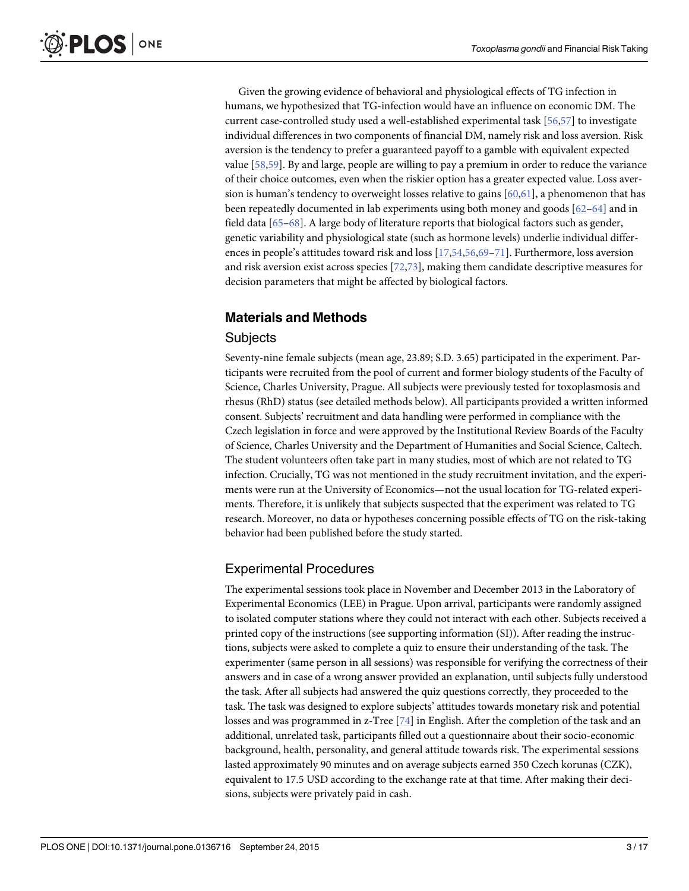Given the growing evidence of behavioral and physiological effects of TG infection in humans, we hypothesized that TG-infection would have an influence on economic DM. The current case-controlled study used a well-established experimental task [56,57] to investigate individual differences in two components of financial DM, namely risk and loss aversion. Risk aversion is the tendency to prefer a guaranteed payoff to a gamble with equivalent expected value [58,59]. By and large, people are willing to pay a premium in order to reduce the variance of their choice outcomes, even when the riskier option has a greater expected value. Loss aversion is human's tendency to overweight losses relative to gains [60,61], a phenomenon that has been repeatedly documented in lab experiments using both money and goods [62–64] and in field data [65–68]. A large body of literature reports that biological factors such as gender, genetic variability and physiological state (such as hormone levels) underlie individual differences in people's attitudes toward risk and loss [17,54,56,69–71]. Furthermore, loss aversion and risk aversion exist across species [72,73], making them candidate descriptive measures for decision parameters that might be affected by biological factors.

## Materials and Methods

### Subjects

Seventy-nine female subjects (mean age, 23.89; S.D. 3.65) participated in the experiment. Participants were recruited from the pool of current and former biology students of the Faculty of Science, Charles University, Prague. All subjects were previously tested for toxoplasmosis and rhesus (RhD) status (see detailed methods below). All participants provided a written informed consent. Subjects' recruitment and data handling were performed in compliance with the Czech legislation in force and were approved by the Institutional Review Boards of the Faculty of Science, Charles University and the Department of Humanities and Social Science, Caltech. The student volunteers often take part in many studies, most of which are not related to TG infection. Crucially, TG was not mentioned in the study recruitment invitation, and the experiments were run at the University of Economics—not the usual location for TG-related experiments. Therefore, it is unlikely that subjects suspected that the experiment was related to TG research. Moreover, no data or hypotheses concerning possible effects of TG on the risk-taking behavior had been published before the study started.

### Experimental Procedures

The experimental sessions took place in November and December 2013 in the Laboratory of Experimental Economics (LEE) in Prague. Upon arrival, participants were randomly assigned to isolated computer stations where they could not interact with each other. Subjects received a printed copy of the instructions (see supporting information (SI)). After reading the instructions, subjects were asked to complete a quiz to ensure their understanding of the task. The experimenter (same person in all sessions) was responsible for verifying the correctness of their answers and in case of a wrong answer provided an explanation, until subjects fully understood the task. After all subjects had answered the quiz questions correctly, they proceeded to the task. The task was designed to explore subjects' attitudes towards monetary risk and potential losses and was programmed in z-Tree [74] in English. After the completion of the task and an additional, unrelated task, participants filled out a questionnaire about their socio-economic background, health, personality, and general attitude towards risk. The experimental sessions lasted approximately 90 minutes and on average subjects earned 350 Czech korunas (CZK), equivalent to 17.5 USD according to the exchange rate at that time. After making their decisions, subjects were privately paid in cash.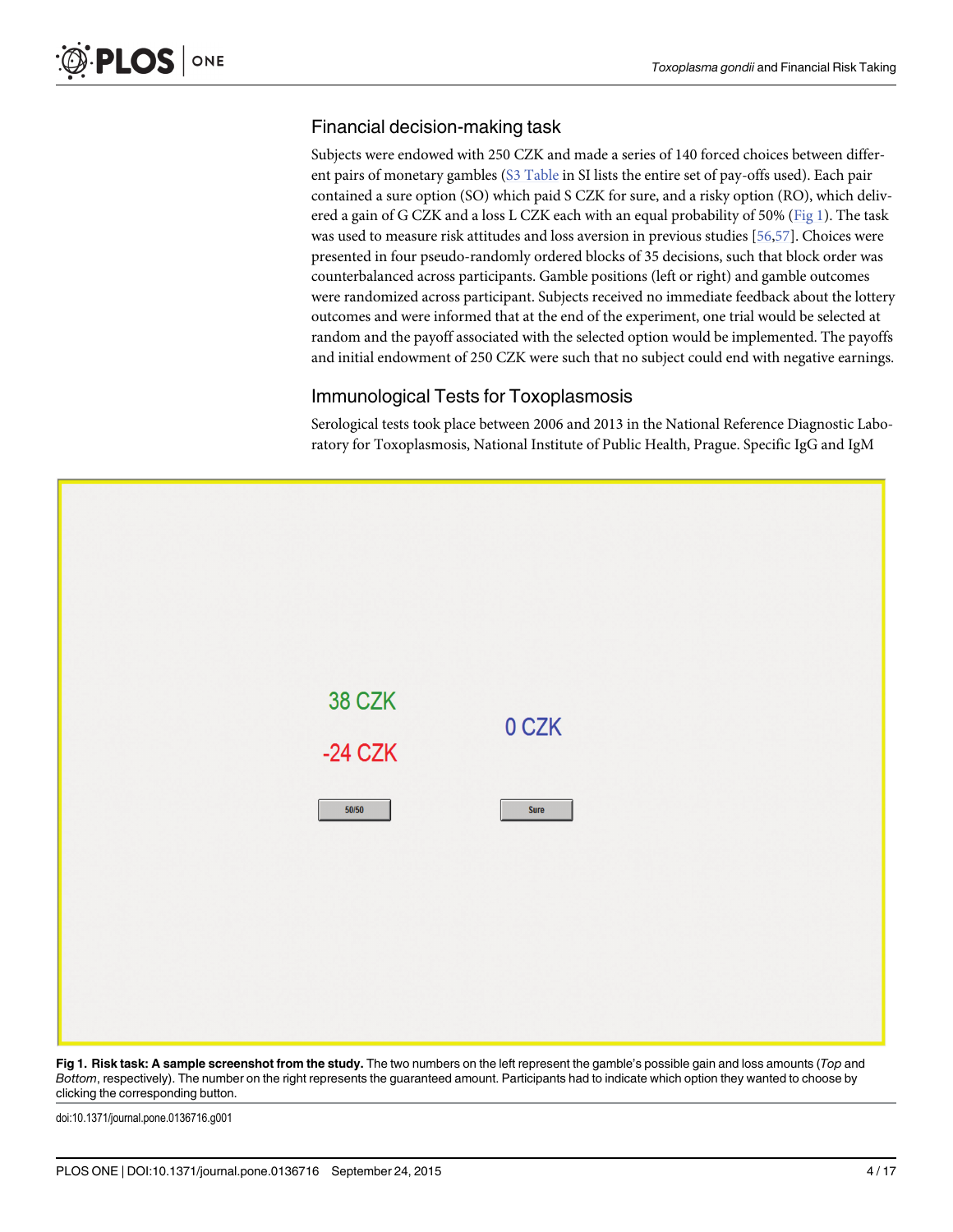## Financial decision-making task

Subjects were endowed with 250 CZK and made a series of 140 forced choices between different pairs of monetary gambles (S3 Table in SI lists the entire set of pay-offs used). Each pair contained a sure option (SO) which paid S CZK for sure, and a risky option (RO), which delivered a gain of G CZK and a loss L CZK each with an equal probability of 50% (Fig 1). The task was used to measure risk attitudes and loss aversion in previous studies [56,57]. Choices were presented in four pseudo-randomly ordered blocks of 35 decisions, such that block order was counterbalanced across participants. Gamble positions (left or right) and gamble outcomes were randomized across participant. Subjects received no immediate feedback about the lottery outcomes and were informed that at the end of the experiment, one trial would be selected at random and the payoff associated with the selected option would be implemented. The payoffs and initial endowment of 250 CZK were such that no subject could end with negative earnings.

## Immunological Tests for Toxoplasmosis

Serological tests took place between 2006 and 2013 in the National Reference Diagnostic Laboratory for Toxoplasmosis, National Institute of Public Health, Prague. Specific IgG and IgM

**Fig 1. Risk task: A sample screenshot from the study.** The two numbers on the left represent the gamble's possible gain and loss amounts (*Top* and *Bottom*, respectively). The number on the right represents the guaranteed amount. Participants had to indicate which option they wanted to choose by clicking the corresponding button.

doi:10.1371/journal.pone.0136716.g001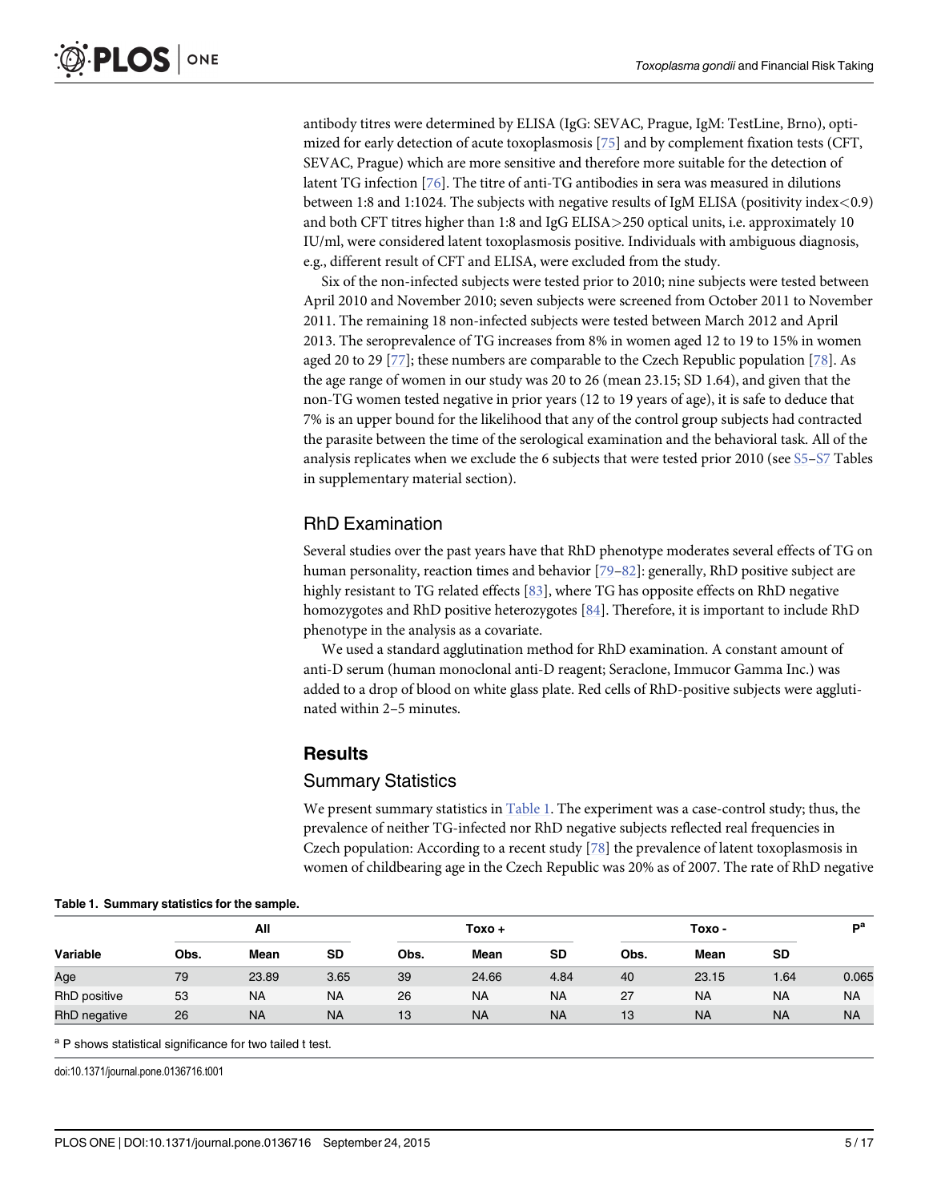antibody titres were determined by ELISA (IgG: SEVAC, Prague, IgM: TestLine, Brno), optimized for early detection of acute toxoplasmosis [75] and by complement fixation tests (CFT, SEVAC, Prague) which are more sensitive and therefore more suitable for the detection of latent TG infection [76]. The titre of anti-TG antibodies in sera was measured in dilutions between 1:8 and 1:1024. The subjects with negative results of IgM ELISA (positivity index<0.9) and both CFT titres higher than 1:8 and IgG ELISA>250 optical units, i.e. approximately 10 IU/ml, were considered latent toxoplasmosis positive. Individuals with ambiguous diagnosis, e.g., different result of CFT and ELISA, were excluded from the study.

Six of the non-infected subjects were tested prior to 2010; nine subjects were tested between April 2010 and November 2010; seven subjects were screened from October 2011 to November 2011. The remaining 18 non-infected subjects were tested between March 2012 and April 2013. The seroprevalence of TG increases from 8% in women aged 12 to 19 to 15% in women aged 20 to 29 [77]; these numbers are comparable to the Czech Republic population [78]. As the age range of women in our study was 20 to 26 (mean 23.15; SD 1.64), and given that the non-TG women tested negative in prior years (12 to 19 years of age), it is safe to deduce that 7% is an upper bound for the likelihood that any of the control group subjects had contracted the parasite between the time of the serological examination and the behavioral task. All of the analysis replicates when we exclude the 6 subjects that were tested prior 2010 (see S5–S7 Tables in supplementary material section).

## RhD Examination

Several studies over the past years have that RhD phenotype moderates several effects of TG on human personality, reaction times and behavior [79–82]: generally, RhD positive subject are highly resistant to TG related effects [83], where TG has opposite effects on RhD negative homozygotes and RhD positive heterozygotes [84]. Therefore, it is important to include RhD phenotype in the analysis as a covariate.

We used a standard agglutination method for RhD examination. A constant amount of anti-D serum (human monoclonal anti-D reagent; Seraclone, Immucor Gamma Inc.) was added to a drop of blood on white glass plate. Red cells of RhD-positive subjects were agglutinated within 2–5 minutes.

# Results

## Summary Statistics

We present summary statistics in Table 1. The experiment was a case-control study; thus, the prevalence of neither TG-infected nor RhD negative subjects reflected real frequencies in Czech population: According to a recent study [78] the prevalence of latent toxoplasmosis in women of childbearing age in the Czech Republic was 20% as of 2007. The rate of RhD negative

**Table 1. Summary statistics for the sample.**

| | All | | | Toxo + | | | Toxo - | | | P[a] |
|---|---|---|---|---|---|---|---|---|---|---|
| **Variable** | **Obs.** | **Mean** | **SD** | **Obs.** | **Mean** | **SD** | **Obs.** | **Mean** | **SD** | |
| Age | 79 | 23.89 | 3.65 | 39 | 24.66 | 4.84 | 40 | 23.15 | 1.64 | 0.065 |
| RhD positive | 53 | NA | NA | 26 | NA | NA | 27 | NA | NA | NA |
| RhD negative | 26 | NA | NA | 13 | NA | NA | 13 | NA | NA | NA |

[a] P shows statistical significance for two tailed t test.

doi:10.1371/journal.pone.0136716.t001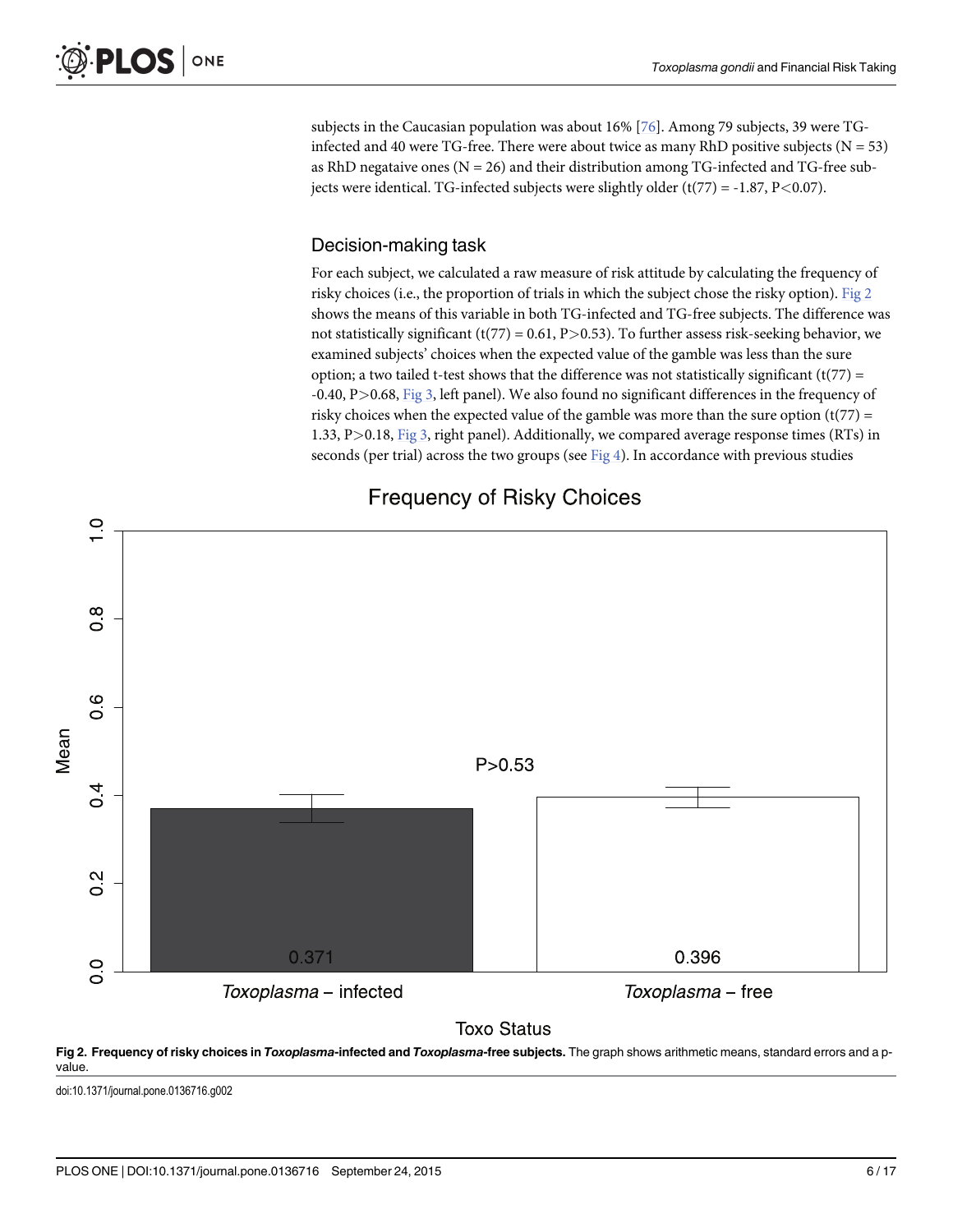subjects in the Caucasian population was about 16% [76]. Among 79 subjects, 39 were TG-infected and 40 were TG-free. There were about twice as many RhD positive subjects (N = 53) as RhD negataive ones (N = 26) and their distribution among TG-infected and TG-free subjects were identical. TG-infected subjects were slightly older ($t(77) = -1.87$, $P<0.07$).

## Decision-making task

For each subject, we calculated a raw measure of risk attitude by calculating the frequency of risky choices (i.e., the proportion of trials in which the subject chose the risky option). Fig 2 shows the means of this variable in both TG-infected and TG-free subjects. The difference was not statistically significant ($t(77) = 0.61$, $P>0.53$). To further assess risk-seeking behavior, we examined subjects' choices when the expected value of the gamble was less than the sure option; a two tailed t-test shows that the difference was not statistically significant ($t(77) = -0.40$, $P>0.68$, Fig 3, left panel). We also found no significant differences in the frequency of risky choices when the expected value of the gamble was more than the sure option ($t(77) = 1.33$, $P>0.18$, Fig 3, right panel). Additionally, we compared average response times (RTs) in seconds (per trial) across the two groups (see Fig 4). In accordance with previous studies

**Fig 2. Frequency of risky choices in *Toxoplasma*-infected and *Toxoplasma*-free subjects.** The graph shows arithmetic means, standard errors and a p-value.

doi:10.1371/journal.pone.0136716.g002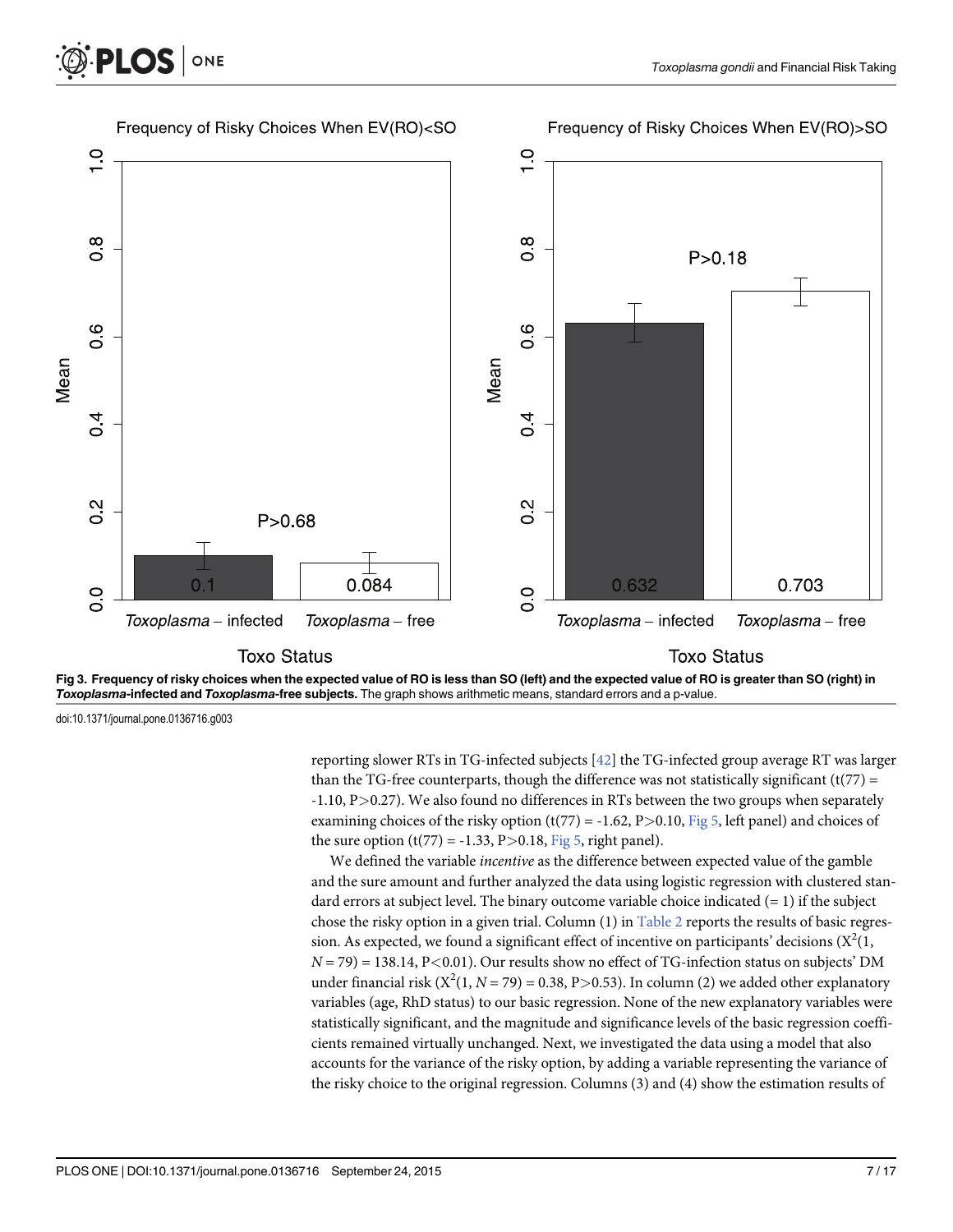Fig 3. Frequency of risky choices when the expected value of RO is less than SO (left) and the expected value of RO is greater than SO (right) in *Toxoplasma*-infected and *Toxoplasma*-free subjects. The graph shows arithmetic means, standard errors and a p-value.

doi:10.1371/journal.pone.0136716.g003

reporting slower RTs in TG-infected subjects [42] the TG-infected group average RT was larger than the TG-free counterparts, though the difference was not statistically significant ($t(77) = -1.10$, $P > 0.27$). We also found no differences in RTs between the two groups when separately examining choices of the risky option ($t(77) = -1.62$, $P > 0.10$, Fig 5, left panel) and choices of the sure option ($t(77) = -1.33$, $P > 0.18$, Fig 5, right panel).

We defined the variable *incentive* as the difference between expected value of the gamble and the sure amount and further analyzed the data using logistic regression with clustered standard errors at subject level. The binary outcome variable choice indicated (= 1) if the subject chose the risky option in a given trial. Column (1) in Table 2 reports the results of basic regression. As expected, we found a significant effect of incentive on participants' decisions ($X^2(1, N = 79) = 138.14$, $P < 0.01$). Our results show no effect of TG-infection status on subjects' DM under financial risk ($X^2(1, N = 79) = 0.38$, $P > 0.53$). In column (2) we added other explanatory variables (age, RhD status) to our basic regression. None of the new explanatory variables were statistically significant, and the magnitude and significance levels of the basic regression coefficients remained virtually unchanged. Next, we investigated the data using a model that also accounts for the variance of the risky option, by adding a variable representing the variance of the risky choice to the original regression. Columns (3) and (4) show the estimation results of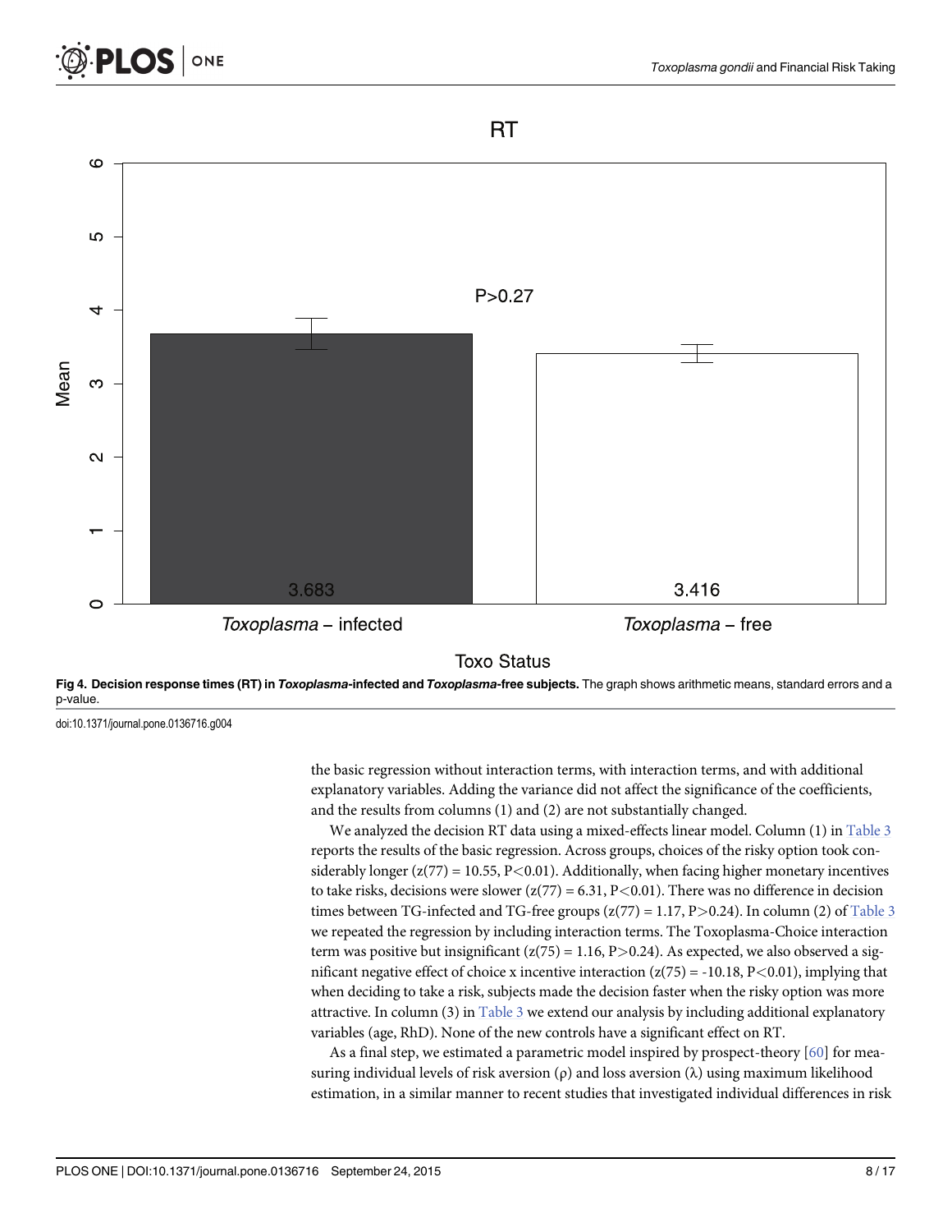**Fig 4. Decision response times (RT) in *Toxoplasma*-infected and *Toxoplasma*-free subjects.** The graph shows arithmetic means, standard errors and a p-value.

doi:10.1371/journal.pone.0136716.g004

the basic regression without interaction terms, with interaction terms, and with additional explanatory variables. Adding the variance did not affect the significance of the coefficients, and the results from columns (1) and (2) are not substantially changed.

We analyzed the decision RT data using a mixed-effects linear model. Column (1) in Table 3 reports the results of the basic regression. Across groups, choices of the risky option took considerably longer ($z(77) = 10.55$, $P<0.01$). Additionally, when facing higher monetary incentives to take risks, decisions were slower ($z(77) = 6.31$, $P<0.01$). There was no difference in decision times between TG-infected and TG-free groups ($z(77) = 1.17$, $P>0.24$). In column (2) of Table 3 we repeated the regression by including interaction terms. The Toxoplasma-Choice interaction term was positive but insignificant ($z(75) = 1.16$, $P>0.24$). As expected, we also observed a significant negative effect of choice x incentive interaction ($z(75) = -10.18$, $P<0.01$), implying that when deciding to take a risk, subjects made the decision faster when the risky option was more attractive. In column (3) in Table 3 we extend our analysis by including additional explanatory variables (age, RhD). None of the new controls have a significant effect on RT.

As a final step, we estimated a parametric model inspired by prospect-theory [60] for measuring individual levels of risk aversion ($\rho$) and loss aversion ($\lambda$) using maximum likelihood estimation, in a similar manner to recent studies that investigated individual differences in risk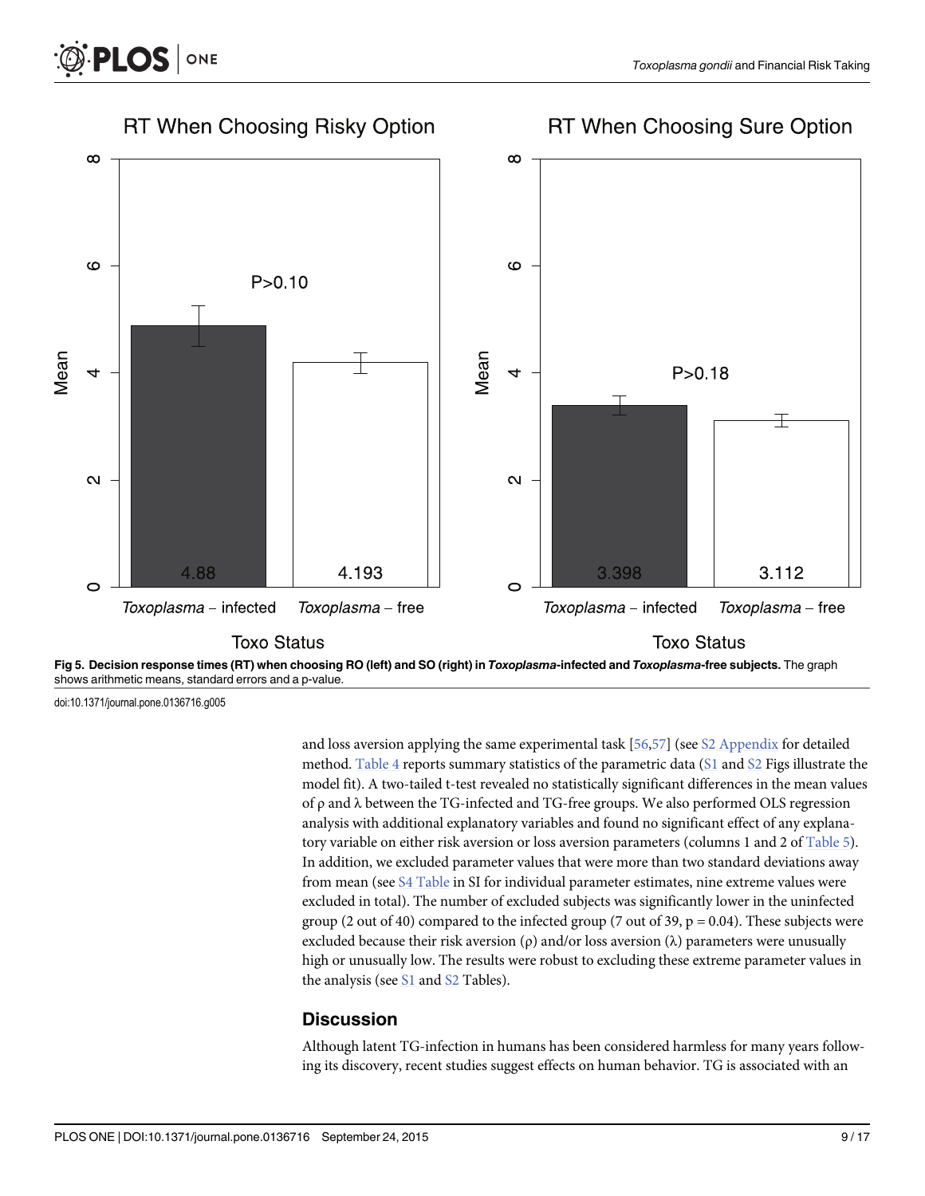**Fig 5. Decision response times (RT) when choosing RO (left) and SO (right) in *Toxoplasma*-infected and *Toxoplasma*-free subjects.** The graph shows arithmetic means, standard errors and a p-value.

doi:10.1371/journal.pone.0136716.g005

and loss aversion applying the same experimental task [56,57] (see S2 Appendix for detailed method. Table 4 reports summary statistics of the parametric data (S1 and S2 Figs illustrate the model fit). A two-tailed t-test revealed no statistically significant differences in the mean values of ρ and λ between the TG-infected and TG-free groups. We also performed OLS regression analysis with additional explanatory variables and found no significant effect of any explanatory variable on either risk aversion or loss aversion parameters (columns 1 and 2 of Table 5). In addition, we excluded parameter values that were more than two standard deviations away from mean (see S4 Table in SI for individual parameter estimates, nine extreme values were excluded in total). The number of excluded subjects was significantly lower in the uninfected group (2 out of 40) compared to the infected group (7 out of 39, $p = 0.04$). These subjects were excluded because their risk aversion (ρ) and/or loss aversion (λ) parameters were unusually high or unusually low. The results were robust to excluding these extreme parameter values in the analysis (see S1 and S2 Tables).

## Discussion

Although latent TG-infection in humans has been considered harmless for many years following its discovery, recent studies suggest effects on human behavior. TG is associated with an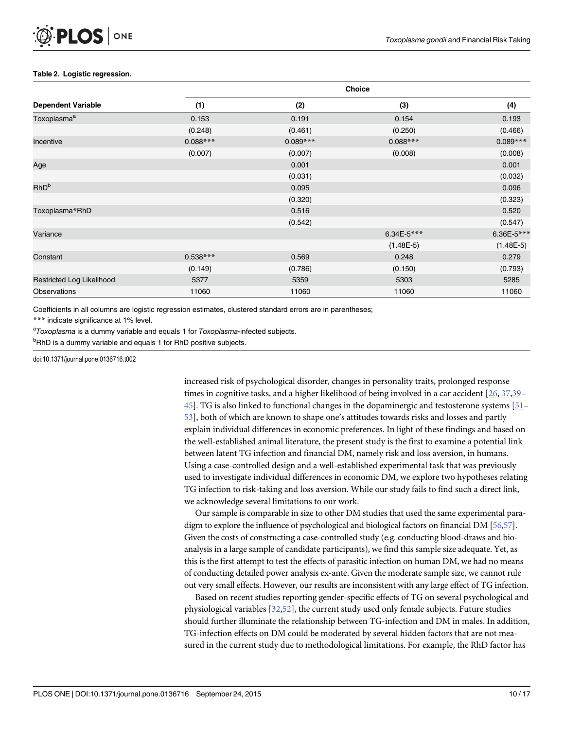**Table 2. Logistic regression.**

| | Choice | | | |
|---|---|---|---|---|
| **Dependent Variable** | **(1)** | **(2)** | **(3)** | **(4)** |
| Toxoplasma[a] | 0.153 | 0.191 | 0.154 | 0.193 |
| | (0.248) | (0.461) | (0.250) | (0.466) |
| Incentive | 0.088*** | 0.089*** | 0.088*** | 0.089*** |
| | (0.007) | (0.007) | (0.008) | (0.008) |
| Age | | 0.001 | | 0.001 |
| | | (0.031) | | (0.032) |
| RhD[b] | | 0.095 | | 0.096 |
| | | (0.320) | | (0.323) |
| Toxoplasma*RhD | | 0.516 | | 0.520 |
| | | (0.542) | | (0.547) |
| Variance | | | 6.34E-5*** | 6.36E-5*** |
| | | | (1.48E-5) | (1.48E-5) |
| Constant | 0.538*** | 0.569 | 0.248 | 0.279 |
| | (0.149) | (0.786) | (0.150) | (0.793) |
| Restricted Log Likelihood | 5377 | 5359 | 5303 | 5285 |
| Observations | 11060 | 11060 | 11060 | 11060 |

Coefficients in all columns are logistic regression estimates, clustered standard errors are in parentheses;

*** indicate significance at 1% level.

[a] *Toxoplasma* is a dummy variable and equals 1 for *Toxoplasma*-infected subjects.

[b] RhD is a dummy variable and equals 1 for RhD positive subjects.

doi:10.1371/journal.pone.0136716.t002

increased risk of psychological disorder, changes in personality traits, prolonged response times in cognitive tasks, and a higher likelihood of being involved in a car accident [26, 37,39–45]. TG is also linked to functional changes in the dopaminergic and testosterone systems [51–53], both of which are known to shape one's attitudes towards risks and losses and partly explain individual differences in economic preferences. In light of these findings and based on the well-established animal literature, the present study is the first to examine a potential link between latent TG infection and financial DM, namely risk and loss aversion, in humans. Using a case-controlled design and a well-established experimental task that was previously used to investigate individual differences in economic DM, we explore two hypotheses relating TG infection to risk-taking and loss aversion. While our study fails to find such a direct link, we acknowledge several limitations to our work.

Our sample is comparable in size to other DM studies that used the same experimental paradigm to explore the influence of psychological and biological factors on financial DM [56,57]. Given the costs of constructing a case-controlled study (e.g. conducting blood-draws and bioanalysis in a large sample of candidate participants), we find this sample size adequate. Yet, as this is the first attempt to test the effects of parasitic infection on human DM, we had no means of conducting detailed power analysis ex-ante. Given the moderate sample size, we cannot rule out very small effects. However, our results are inconsistent with any large effect of TG infection.

Based on recent studies reporting gender-specific effects of TG on several psychological and physiological variables [32,52], the current study used only female subjects. Future studies should further illuminate the relationship between TG-infection and DM in males. In addition, TG-infection effects on DM could be moderated by several hidden factors that are not measured in the current study due to methodological limitations. For example, the RhD factor has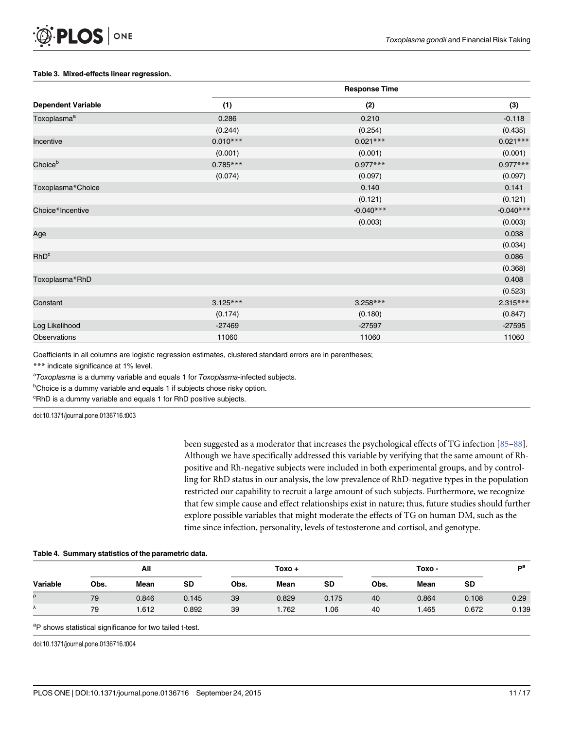**Table 3. Mixed-effects linear regression.**

| Dependent Variable | Response Time (1) | (2) | (3) |
|---|---|---|---|
| Toxoplasma[a] | 0.286 | 0.210 | -0.118 |
| | (0.244) | (0.254) | (0.435) |
| Incentive | 0.010*** | 0.021*** | 0.021*** |
| | (0.001) | (0.001) | (0.001) |
| Choice[b] | 0.785*** | 0.977*** | 0.977*** |
| | (0.074) | (0.097) | (0.097) |
| Toxoplasma*Choice | | 0.140 | 0.141 |
| | | (0.121) | (0.121) |
| Choice*Incentive | | -0.040*** | -0.040*** |
| | | (0.003) | (0.003) |
| Age | | | 0.038 |
| | | | (0.034) |
| RhD[c] | | | 0.086 |
| | | | (0.368) |
| Toxoplasma*RhD | | | 0.408 |
| | | | (0.523) |
| Constant | 3.125*** | 3.258*** | 2.315*** |
| | (0.174) | (0.180) | (0.847) |
| Log Likelihood | -27469 | -27597 | -27595 |
| Observations | 11060 | 11060 | 11060 |

Coefficients in all columns are logistic regression estimates, clustered standard errors are in parentheses;

*** indicate significance at 1% level.

[a]*Toxoplasma* is a dummy variable and equals 1 for *Toxoplasma*-infected subjects.

[b]Choice is a dummy variable and equals 1 if subjects chose risky option.

[c]RhD is a dummy variable and equals 1 for RhD positive subjects.

doi:10.1371/journal.pone.0136716.t003

been suggested as a moderator that increases the psychological effects of TG infection [85–88]. Although we have specifically addressed this variable by verifying that the same amount of Rh-positive and Rh-negative subjects were included in both experimental groups, and by controlling for RhD status in our analysis, the low prevalence of RhD-negative types in the population restricted our capability to recruit a large amount of such subjects. Furthermore, we recognize that few simple cause and effect relationships exist in nature; thus, future studies should further explore possible variables that might moderate the effects of TG on human DM, such as the time since infection, personality, levels of testosterone and cortisol, and genotype.

**Table 4. Summary statistics of the parametric data.**

| | All | | | Toxo + | | | Toxo - | | | P[a] |
|---|---|---|---|---|---|---|---|---|---|---|
| Variable | Obs. | Mean | SD | Obs. | Mean | SD | Obs. | Mean | SD | |
| $\rho$ | 79 | 0.846 | 0.145 | 39 | 0.829 | 0.175 | 40 | 0.864 | 0.108 | 0.29 |
| $\lambda$ | 79 | 1.612 | 0.892 | 39 | 1.762 | 1.06 | 40 | 1.465 | 0.672 | 0.139 |

[a]P shows statistical significance for two tailed t-test.

doi:10.1371/journal.pone.0136716.t004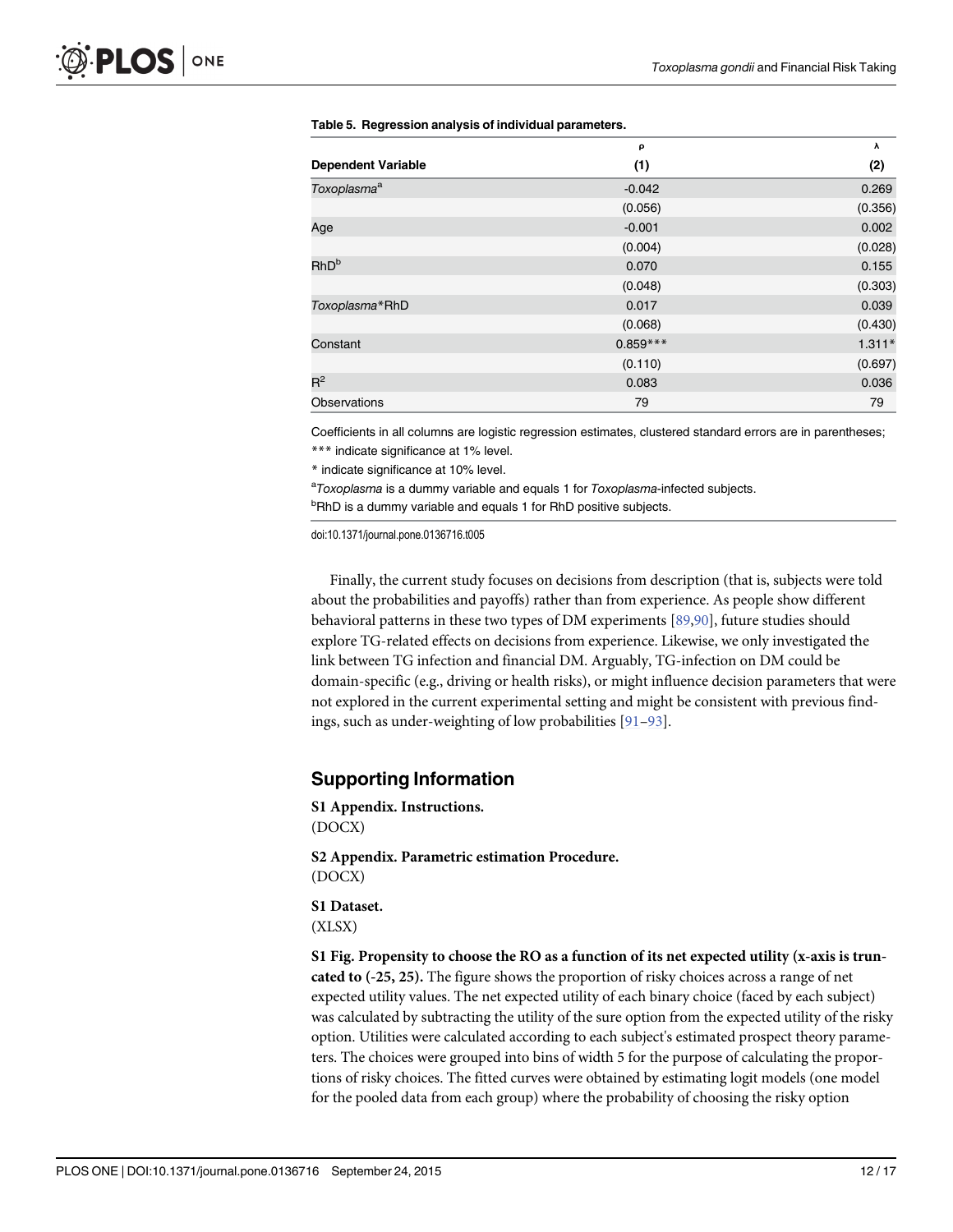**Table 5. Regression analysis of individual parameters.**

| Dependent Variable | ρ (1) | λ (2) |
|---|---|---|
| *Toxoplasma*[a] | -0.042 | 0.269 |
| | (0.056) | (0.356) |
| Age | -0.001 | 0.002 |
| | (0.004) | (0.028) |
| RhD[b] | 0.070 | 0.155 |
| | (0.048) | (0.303) |
| *Toxoplasma*\*RhD | 0.017 | 0.039 |
| | (0.068) | (0.430) |
| Constant | 0.859*** | 1.311* |
| | (0.110) | (0.697) |
| $R^2$ | 0.083 | 0.036 |
| Observations | 79 | 79 |

Coefficients in all columns are logistic regression estimates, clustered standard errors are in parentheses;

*** indicate significance at 1% level.

* indicate significance at 10% level.

[a] *Toxoplasma* is a dummy variable and equals 1 for *Toxoplasma*-infected subjects.

[b] RhD is a dummy variable and equals 1 for RhD positive subjects.

doi:10.1371/journal.pone.0136716.t005

Finally, the current study focuses on decisions from description (that is, subjects were told about the probabilities and payoffs) rather than from experience. As people show different behavioral patterns in these two types of DM experiments [89,90], future studies should explore TG-related effects on decisions from experience. Likewise, we only investigated the link between TG infection and financial DM. Arguably, TG-infection on DM could be domain-specific (e.g., driving or health risks), or might influence decision parameters that were not explored in the current experimental setting and might be consistent with previous findings, such as under-weighting of low probabilities [91–93].

## Supporting Information

**S1 Appendix. Instructions.**
(DOCX)

**S2 Appendix. Parametric estimation Procedure.**
(DOCX)

**S1 Dataset.**
(XLSX)

**S1 Fig. Propensity to choose the RO as a function of its net expected utility (x-axis is truncated to (-25, 25).** The figure shows the proportion of risky choices across a range of net expected utility values. The net expected utility of each binary choice (faced by each subject) was calculated by subtracting the utility of the sure option from the expected utility of the risky option. Utilities were calculated according to each subject's estimated prospect theory parameters. The choices were grouped into bins of width 5 for the purpose of calculating the proportions of risky choices. The fitted curves were obtained by estimating logit models (one model for the pooled data from each group) where the probability of choosing the risky option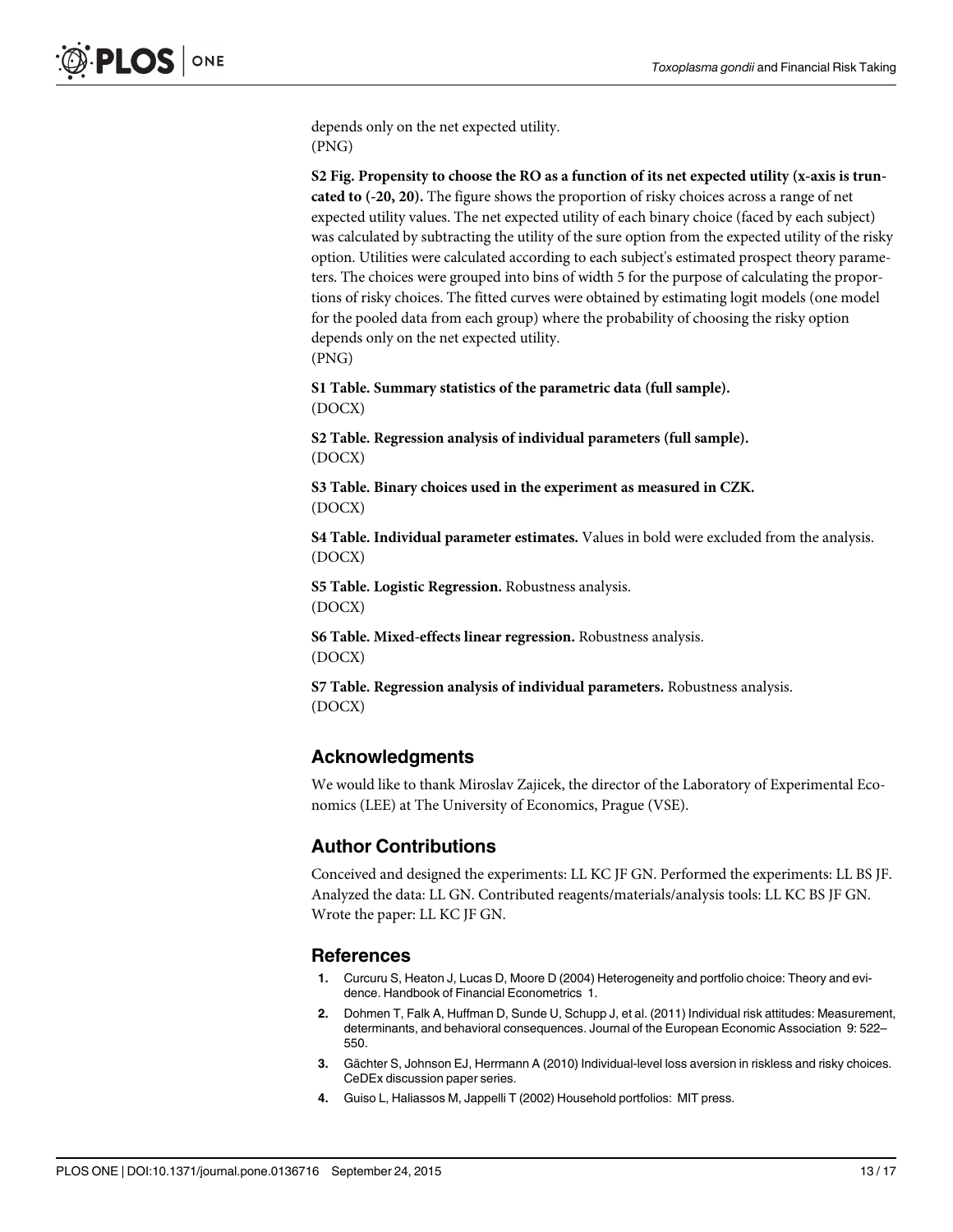depends only on the net expected utility.
(PNG)

**S2 Fig. Propensity to choose the RO as a function of its net expected utility (x-axis is truncated to (-20, 20).** The figure shows the proportion of risky choices across a range of net expected utility values. The net expected utility of each binary choice (faced by each subject) was calculated by subtracting the utility of the sure option from the expected utility of the risky option. Utilities were calculated according to each subject's estimated prospect theory parameters. The choices were grouped into bins of width 5 for the purpose of calculating the proportions of risky choices. The fitted curves were obtained by estimating logit models (one model for the pooled data from each group) where the probability of choosing the risky option depends only on the net expected utility.
(PNG)

**S1 Table. Summary statistics of the parametric data (full sample).**
(DOCX)

**S2 Table. Regression analysis of individual parameters (full sample).**
(DOCX)

**S3 Table. Binary choices used in the experiment as measured in CZK.**
(DOCX)

**S4 Table. Individual parameter estimates.** Values in bold were excluded from the analysis.
(DOCX)

**S5 Table. Logistic Regression.** Robustness analysis.
(DOCX)

**S6 Table. Mixed-effects linear regression.** Robustness analysis.
(DOCX)

**S7 Table. Regression analysis of individual parameters.** Robustness analysis.
(DOCX)

## Acknowledgments

We would like to thank Miroslav Zajicek, the director of the Laboratory of Experimental Economics (LEE) at The University of Economics, Prague (VSE).

## Author Contributions

Conceived and designed the experiments: LL KC JF GN. Performed the experiments: LL BS JF. Analyzed the data: LL GN. Contributed reagents/materials/analysis tools: LL KC BS JF GN. Wrote the paper: LL KC JF GN.

## References

1. Curcuru S, Heaton J, Lucas D, Moore D (2004) Heterogeneity and portfolio choice: Theory and evidence. Handbook of Financial Econometrics 1.
2. Dohmen T, Falk A, Huffman D, Sunde U, Schupp J, et al. (2011) Individual risk attitudes: Measurement, determinants, and behavioral consequences. Journal of the European Economic Association 9: 522–550.
3. Gächter S, Johnson EJ, Herrmann A (2010) Individual-level loss aversion in riskless and risky choices. CeDEx discussion paper series.
4. Guiso L, Haliassos M, Jappelli T (2002) Household portfolios: MIT press.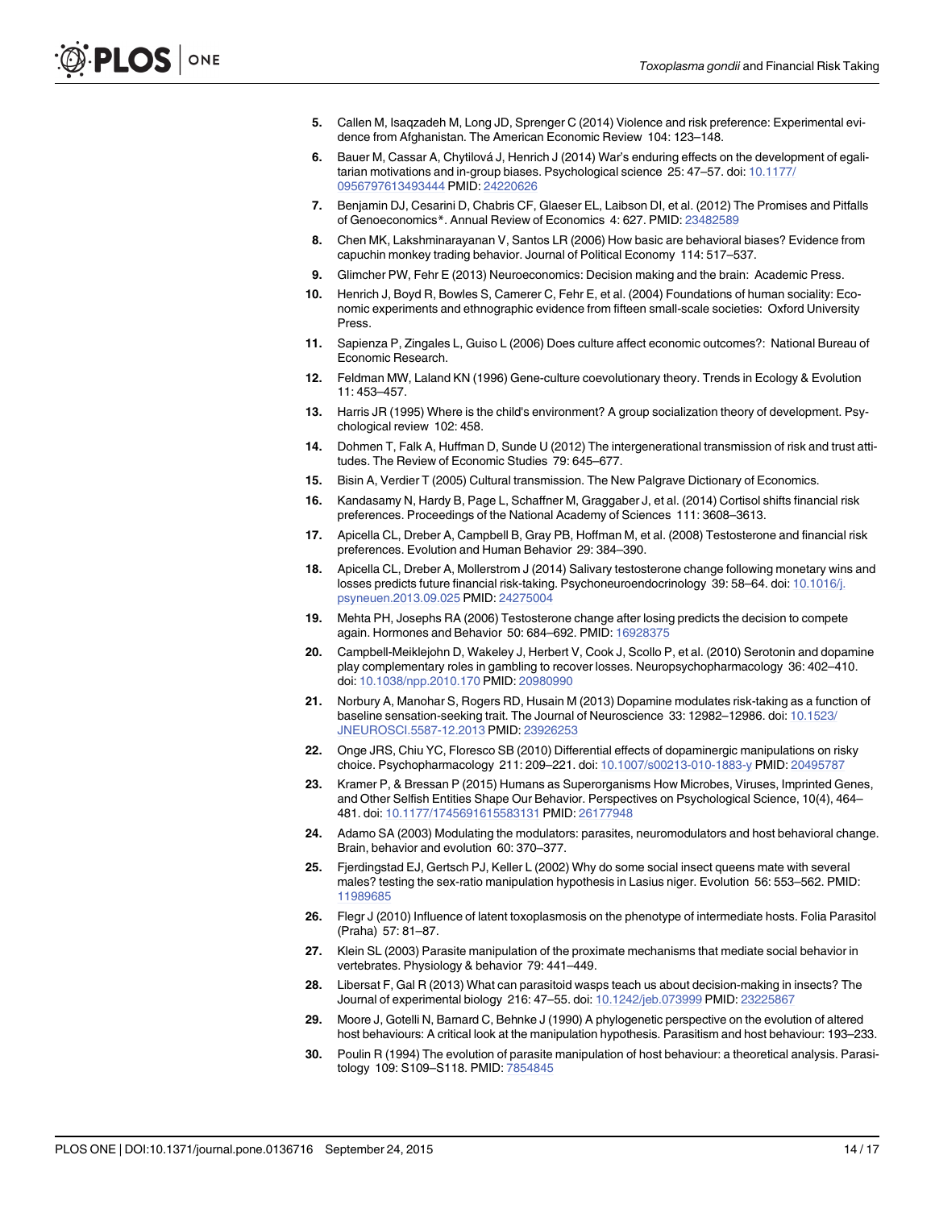5. Callen M, Isaqzadeh M, Long JD, Sprenger C (2014) Violence and risk preference: Experimental evidence from Afghanistan. The American Economic Review 104: 123–148.
6. Bauer M, Cassar A, Chytilová J, Henrich J (2014) War's enduring effects on the development of egalitarian motivations and in-group biases. Psychological science 25: 47–57. doi: 10.1177/0956797613493444 PMID: 24220626
7. Benjamin DJ, Cesarini D, Chabris CF, Glaeser EL, Laibson DI, et al. (2012) The Promises and Pitfalls of Genoeconomics*. Annual Review of Economics 4: 627. PMID: 23482589
8. Chen MK, Lakshminarayanan V, Santos LR (2006) How basic are behavioral biases? Evidence from capuchin monkey trading behavior. Journal of Political Economy 114: 517–537.
9. Glimcher PW, Fehr E (2013) Neuroeconomics: Decision making and the brain: Academic Press.
10. Henrich J, Boyd R, Bowles S, Camerer C, Fehr E, et al. (2004) Foundations of human sociality: Economic experiments and ethnographic evidence from fifteen small-scale societies: Oxford University Press.
11. Sapienza P, Zingales L, Guiso L (2006) Does culture affect economic outcomes?: National Bureau of Economic Research.
12. Feldman MW, Laland KN (1996) Gene-culture coevolutionary theory. Trends in Ecology & Evolution 11: 453–457.
13. Harris JR (1995) Where is the child's environment? A group socialization theory of development. Psychological review 102: 458.
14. Dohmen T, Falk A, Huffman D, Sunde U (2012) The intergenerational transmission of risk and trust attitudes. The Review of Economic Studies 79: 645–677.
15. Bisin A, Verdier T (2005) Cultural transmission. The New Palgrave Dictionary of Economics.
16. Kandasamy N, Hardy B, Page L, Schaffner M, Graggaber J, et al. (2014) Cortisol shifts financial risk preferences. Proceedings of the National Academy of Sciences 111: 3608–3613.
17. Apicella CL, Dreber A, Campbell B, Gray PB, Hoffman M, et al. (2008) Testosterone and financial risk preferences. Evolution and Human Behavior 29: 384–390.
18. Apicella CL, Dreber A, Mollerstrom J (2014) Salivary testosterone change following monetary wins and losses predicts future financial risk-taking. Psychoneuroendocrinology 39: 58–64. doi: 10.1016/j.psyneuen.2013.09.025 PMID: 24275004
19. Mehta PH, Josephs RA (2006) Testosterone change after losing predicts the decision to compete again. Hormones and Behavior 50: 684–692. PMID: 16928375
20. Campbell-Meiklejohn D, Wakeley J, Herbert V, Cook J, Scollo P, et al. (2010) Serotonin and dopamine play complementary roles in gambling to recover losses. Neuropsychopharmacology 36: 402–410. doi: 10.1038/npp.2010.170 PMID: 20980990
21. Norbury A, Manohar S, Rogers RD, Husain M (2013) Dopamine modulates risk-taking as a function of baseline sensation-seeking trait. The Journal of Neuroscience 33: 12982–12986. doi: 10.1523/JNEUROSCI.5587-12.2013 PMID: 23926253
22. Onge JRS, Chiu YC, Floresco SB (2010) Differential effects of dopaminergic manipulations on risky choice. Psychopharmacology 211: 209–221. doi: 10.1007/s00213-010-1883-y PMID: 20495787
23. Kramer P, & Bressan P (2015) Humans as Superorganisms How Microbes, Viruses, Imprinted Genes, and Other Selfish Entities Shape Our Behavior. Perspectives on Psychological Science, 10(4), 464–481. doi: 10.1177/1745691615583131 PMID: 26177948
24. Adamo SA (2003) Modulating the modulators: parasites, neuromodulators and host behavioral change. Brain, behavior and evolution 60: 370–377.
25. Fjerdingstad EJ, Gertsch PJ, Keller L (2002) Why do some social insect queens mate with several males? testing the sex-ratio manipulation hypothesis in Lasius niger. Evolution 56: 553–562. PMID: 11989685
26. Flegr J (2010) Influence of latent toxoplasmosis on the phenotype of intermediate hosts. Folia Parasitol (Praha) 57: 81–87.
27. Klein SL (2003) Parasite manipulation of the proximate mechanisms that mediate social behavior in vertebrates. Physiology & behavior 79: 441–449.
28. Libersat F, Gal R (2013) What can parasitoid wasps teach us about decision-making in insects? The Journal of experimental biology 216: 47–55. doi: 10.1242/jeb.073999 PMID: 23225867
29. Moore J, Gotelli N, Barnard C, Behnke J (1990) A phylogenetic perspective on the evolution of altered host behaviours: A critical look at the manipulation hypothesis. Parasitism and host behaviour: 193–233.
30. Poulin R (1994) The evolution of parasite manipulation of host behaviour: a theoretical analysis. Parasitology 109: S109–S118. PMID: 7854845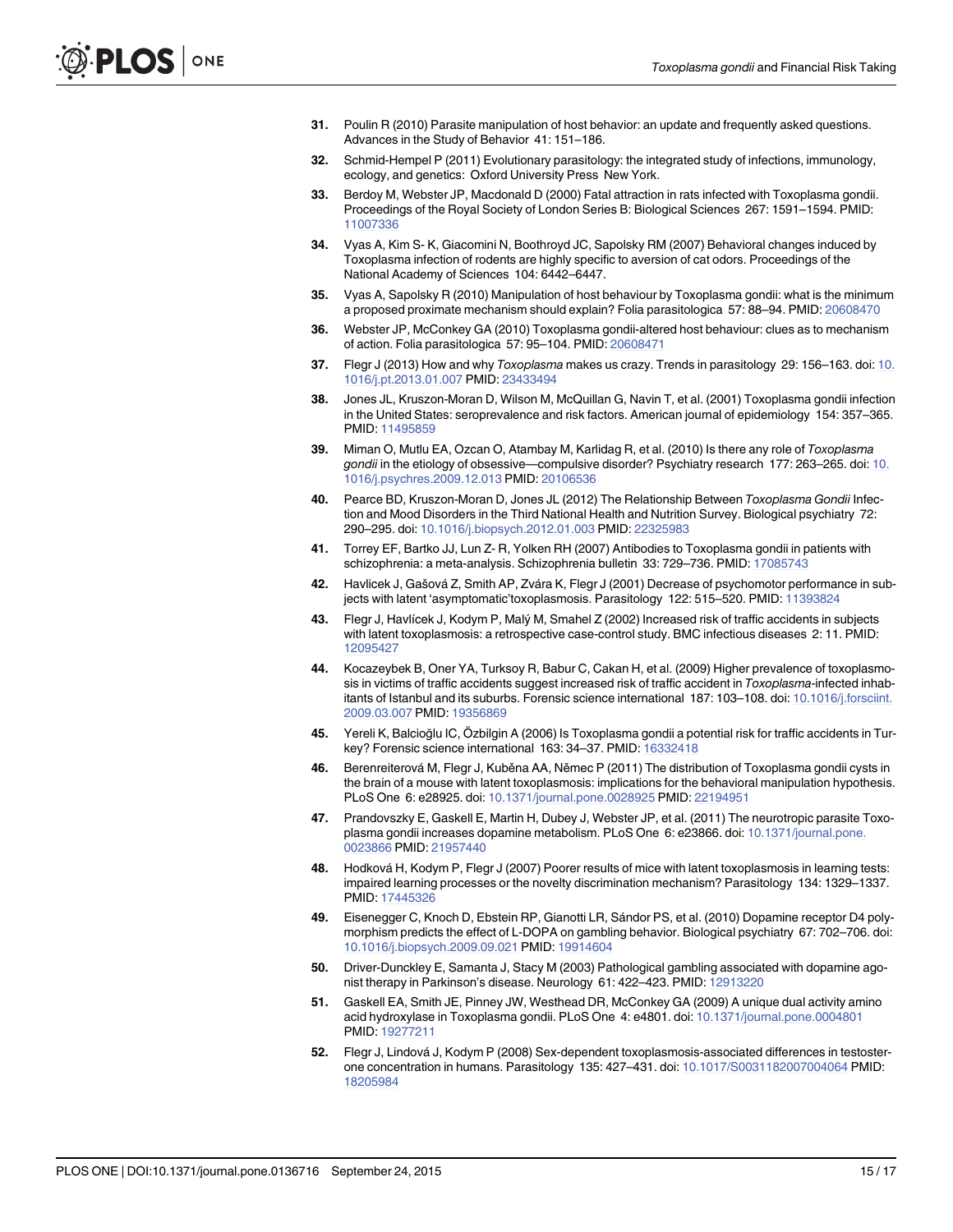31. Poulin R (2010) Parasite manipulation of host behavior: an update and frequently asked questions. Advances in the Study of Behavior 41: 151–186.
32. Schmid-Hempel P (2011) Evolutionary parasitology: the integrated study of infections, immunology, ecology, and genetics: Oxford University Press New York.
33. Berdoy M, Webster JP, Macdonald D (2000) Fatal attraction in rats infected with Toxoplasma gondii. Proceedings of the Royal Society of London Series B: Biological Sciences 267: 1591–1594. PMID: 11007336
34. Vyas A, Kim S- K, Giacomini N, Boothroyd JC, Sapolsky RM (2007) Behavioral changes induced by Toxoplasma infection of rodents are highly specific to aversion of cat odors. Proceedings of the National Academy of Sciences 104: 6442–6447.
35. Vyas A, Sapolsky R (2010) Manipulation of host behaviour by Toxoplasma gondii: what is the minimum a proposed proximate mechanism should explain? Folia parasitologica 57: 88–94. PMID: 20608470
36. Webster JP, McConkey GA (2010) Toxoplasma gondii-altered host behaviour: clues as to mechanism of action. Folia parasitologica 57: 95–104. PMID: 20608471
37. Flegr J (2013) How and why *Toxoplasma* makes us crazy. Trends in parasitology 29: 156–163. doi: 10.1016/j.pt.2013.01.007 PMID: 23433494
38. Jones JL, Kruszon-Moran D, Wilson M, McQuillan G, Navin T, et al. (2001) Toxoplasma gondii infection in the United States: seroprevalence and risk factors. American journal of epidemiology 154: 357–365. PMID: 11495859
39. Miman O, Mutlu EA, Ozcan O, Atambay M, Karlidag R, et al. (2010) Is there any role of *Toxoplasma gondii* in the etiology of obsessive—compulsive disorder? Psychiatry research 177: 263–265. doi: 10.1016/j.psychres.2009.12.013 PMID: 20106536
40. Pearce BD, Kruszon-Moran D, Jones JL (2012) The Relationship Between *Toxoplasma Gondii* Infection and Mood Disorders in the Third National Health and Nutrition Survey. Biological psychiatry 72: 290–295. doi: 10.1016/j.biopsych.2012.01.003 PMID: 22325983
41. Torrey EF, Bartko JJ, Lun Z- R, Yolken RH (2007) Antibodies to Toxoplasma gondii in patients with schizophrenia: a meta-analysis. Schizophrenia bulletin 33: 729–736. PMID: 17085743
42. Havlicek J, Gašová Z, Smith AP, Zvára K, Flegr J (2001) Decrease of psychomotor performance in subjects with latent 'asymptomatic'toxoplasmosis. Parasitology 122: 515–520. PMID: 11393824
43. Flegr J, Havlícek J, Kodym P, Malý M, Smahel Z (2002) Increased risk of traffic accidents in subjects with latent toxoplasmosis: a retrospective case-control study. BMC infectious diseases 2: 11. PMID: 12095427
44. Kocazeybek B, Oner YA, Turksoy R, Babur C, Cakan H, et al. (2009) Higher prevalence of toxoplasmosis in victims of traffic accidents suggest increased risk of traffic accident in *Toxoplasma*-infected inhabitants of Istanbul and its suburbs. Forensic science international 187: 103–108. doi: 10.1016/j.forsciint.2009.03.007 PMID: 19356869
45. Yereli K, Balcioğlu IC, Özbilgin A (2006) Is Toxoplasma gondii a potential risk for traffic accidents in Turkey? Forensic science international 163: 34–37. PMID: 16332418
46. Berenreiterová M, Flegr J, Kuběna AA, Němec P (2011) The distribution of Toxoplasma gondii cysts in the brain of a mouse with latent toxoplasmosis: implications for the behavioral manipulation hypothesis. PLoS One 6: e28925. doi: 10.1371/journal.pone.0028925 PMID: 22194951
47. Prandovszky E, Gaskell E, Martin H, Dubey J, Webster JP, et al. (2011) The neurotropic parasite Toxoplasma gondii increases dopamine metabolism. PLoS One 6: e23866. doi: 10.1371/journal.pone.0023866 PMID: 21957440
48. Hodková H, Kodym P, Flegr J (2007) Poorer results of mice with latent toxoplasmosis in learning tests: impaired learning processes or the novelty discrimination mechanism? Parasitology 134: 1329–1337. PMID: 17445326
49. Eisenegger C, Knoch D, Ebstein RP, Gianotti LR, Sándor PS, et al. (2010) Dopamine receptor D4 polymorphism predicts the effect of L-DOPA on gambling behavior. Biological psychiatry 67: 702–706. doi: 10.1016/j.biopsych.2009.09.021 PMID: 19914604
50. Driver-Dunckley E, Samanta J, Stacy M (2003) Pathological gambling associated with dopamine agonist therapy in Parkinson's disease. Neurology 61: 422–423. PMID: 12913220
51. Gaskell EA, Smith JE, Pinney JW, Westhead DR, McConkey GA (2009) A unique dual activity amino acid hydroxylase in Toxoplasma gondii. PLoS One 4: e4801. doi: 10.1371/journal.pone.0004801 PMID: 19277211
52. Flegr J, Lindová J, Kodym P (2008) Sex-dependent toxoplasmosis-associated differences in testosterone concentration in humans. Parasitology 135: 427–431. doi: 10.1017/S0031182007004064 PMID: 18205984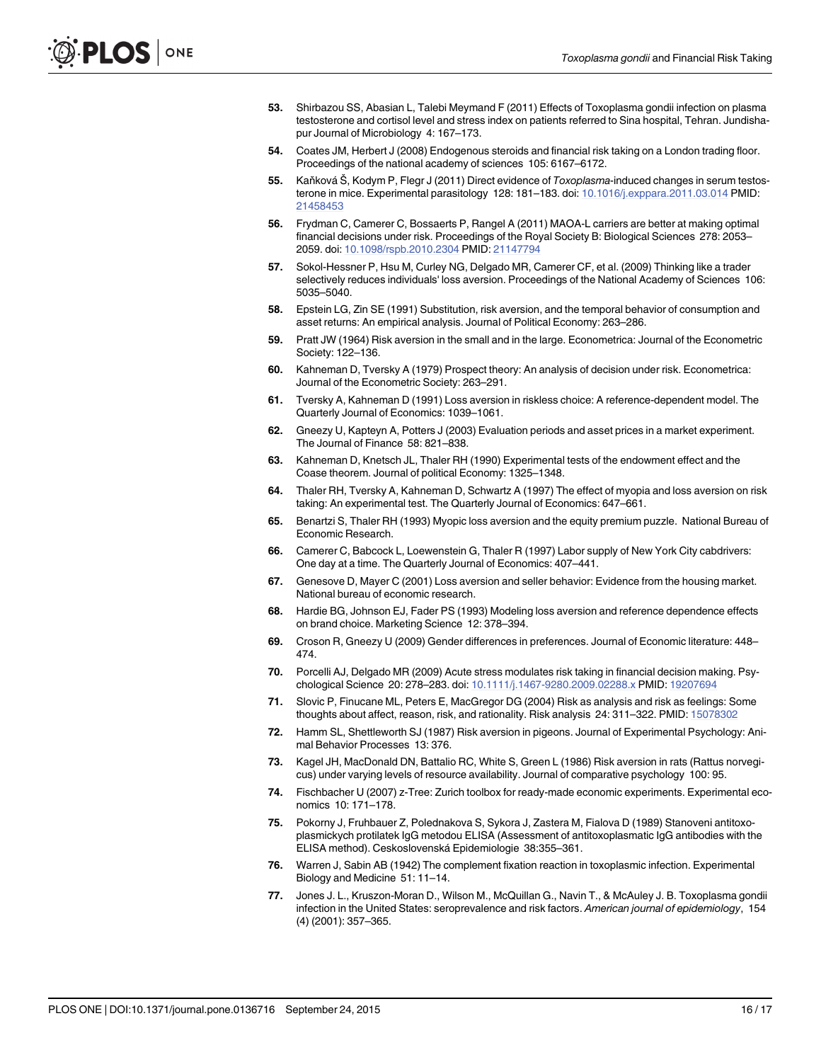53. Shirbazou SS, Abasian L, Talebi Meymand F (2011) Effects of Toxoplasma gondii infection on plasma testosterone and cortisol level and stress index on patients referred to Sina hospital, Tehran. Jundishapur Journal of Microbiology 4: 167–173.

54. Coates JM, Herbert J (2008) Endogenous steroids and financial risk taking on a London trading floor. Proceedings of the national academy of sciences 105: 6167–6172.

55. Kaňková Š, Kodym P, Flegr J (2011) Direct evidence of *Toxoplasma*-induced changes in serum testosterone in mice. Experimental parasitology 128: 181–183. doi: 10.1016/j.exppara.2011.03.014 PMID: 21458453

56. Frydman C, Camerer C, Bossaerts P, Rangel A (2011) MAOA-L carriers are better at making optimal financial decisions under risk. Proceedings of the Royal Society B: Biological Sciences 278: 2053–2059. doi: 10.1098/rspb.2010.2304 PMID: 21147794

57. Sokol-Hessner P, Hsu M, Curley NG, Delgado MR, Camerer CF, et al. (2009) Thinking like a trader selectively reduces individuals' loss aversion. Proceedings of the National Academy of Sciences 106: 5035–5040.

58. Epstein LG, Zin SE (1991) Substitution, risk aversion, and the temporal behavior of consumption and asset returns: An empirical analysis. Journal of Political Economy: 263–286.

59. Pratt JW (1964) Risk aversion in the small and in the large. Econometrica: Journal of the Econometric Society: 122–136.

60. Kahneman D, Tversky A (1979) Prospect theory: An analysis of decision under risk. Econometrica: Journal of the Econometric Society: 263–291.

61. Tversky A, Kahneman D (1991) Loss aversion in riskless choice: A reference-dependent model. The Quarterly Journal of Economics: 1039–1061.

62. Gneezy U, Kapteyn A, Potters J (2003) Evaluation periods and asset prices in a market experiment. The Journal of Finance 58: 821–838.

63. Kahneman D, Knetsch JL, Thaler RH (1990) Experimental tests of the endowment effect and the Coase theorem. Journal of political Economy: 1325–1348.

64. Thaler RH, Tversky A, Kahneman D, Schwartz A (1997) The effect of myopia and loss aversion on risk taking: An experimental test. The Quarterly Journal of Economics: 647–661.

65. Benartzi S, Thaler RH (1993) Myopic loss aversion and the equity premium puzzle. National Bureau of Economic Research.

66. Camerer C, Babcock L, Loewenstein G, Thaler R (1997) Labor supply of New York City cabdrivers: One day at a time. The Quarterly Journal of Economics: 407–441.

67. Genesove D, Mayer C (2001) Loss aversion and seller behavior: Evidence from the housing market. National bureau of economic research.

68. Hardie BG, Johnson EJ, Fader PS (1993) Modeling loss aversion and reference dependence effects on brand choice. Marketing Science 12: 378–394.

69. Croson R, Gneezy U (2009) Gender differences in preferences. Journal of Economic literature: 448–474.

70. Porcelli AJ, Delgado MR (2009) Acute stress modulates risk taking in financial decision making. Psychological Science 20: 278–283. doi: 10.1111/j.1467-9280.2009.02288.x PMID: 19207694

71. Slovic P, Finucane ML, Peters E, MacGregor DG (2004) Risk as analysis and risk as feelings: Some thoughts about affect, reason, risk, and rationality. Risk analysis 24: 311–322. PMID: 15078302

72. Hamm SL, Shettleworth SJ (1987) Risk aversion in pigeons. Journal of Experimental Psychology: Animal Behavior Processes 13: 376.

73. Kagel JH, MacDonald DN, Battalio RC, White S, Green L (1986) Risk aversion in rats (Rattus norvegicus) under varying levels of resource availability. Journal of comparative psychology 100: 95.

74. Fischbacher U (2007) z-Tree: Zurich toolbox for ready-made economic experiments. Experimental economics 10: 171–178.

75. Pokorny J, Fruhbauer Z, Polednakova S, Sykora J, Zastera M, Fialova D (1989) Stanoveni antitoxoplasmickych protilatek IgG metodou ELISA (Assessment of antitoxoplasmatic IgG antibodies with the ELISA method). Ceskoslovenská Epidemiologie 38:355–361.

76. Warren J, Sabin AB (1942) The complement fixation reaction in toxoplasmic infection. Experimental Biology and Medicine 51: 11–14.

77. Jones J. L., Kruszon-Moran D., Wilson M., McQuillan G., Navin T., & McAuley J. B. Toxoplasma gondii infection in the United States: seroprevalence and risk factors. *American journal of epidemiology*, 154 (4) (2001): 357–365.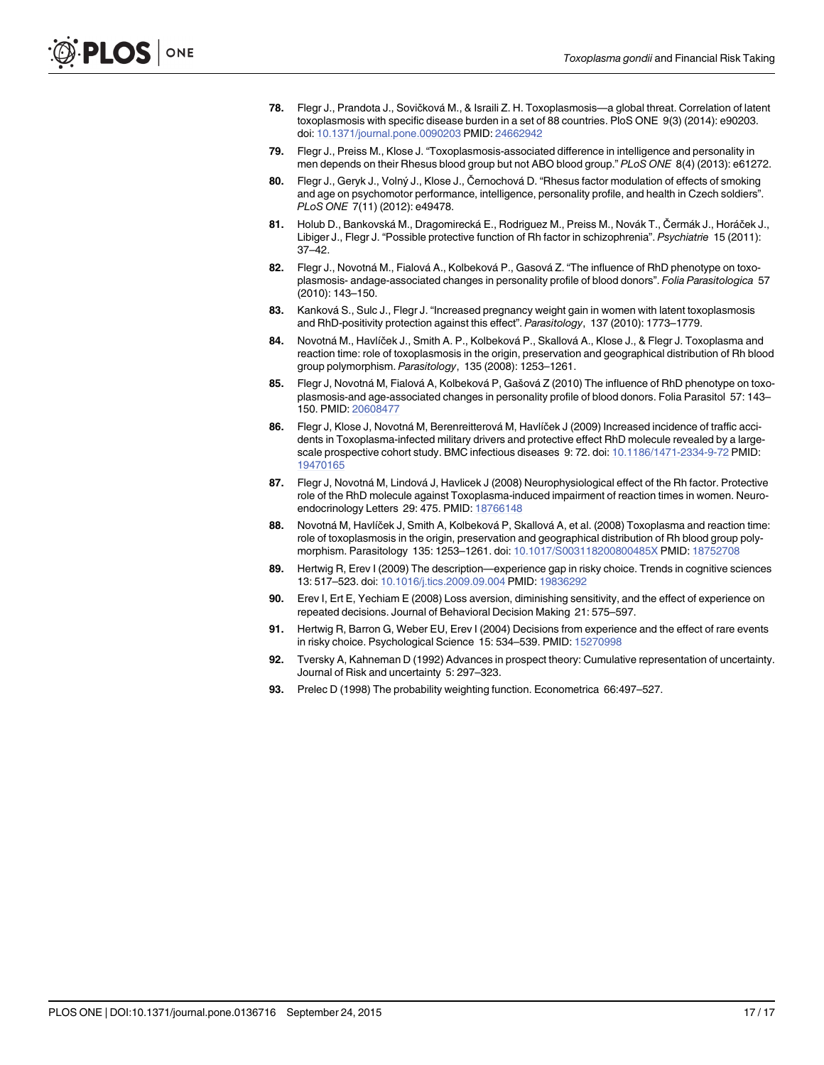78. Flegr J., Prandota J., Sovičková M., & Israili Z. H. Toxoplasmosis—a global threat. Correlation of latent toxoplasmosis with specific disease burden in a set of 88 countries. PloS ONE 9(3) (2014): e90203. doi: 10.1371/journal.pone.0090203 PMID: 24662942

79. Flegr J., Preiss M., Klose J. "Toxoplasmosis-associated difference in intelligence and personality in men depends on their Rhesus blood group but not ABO blood group." *PLoS ONE* 8(4) (2013): e61272.

80. Flegr J., Geryk J., Volný J., Klose J., Černochová D. "Rhesus factor modulation of effects of smoking and age on psychomotor performance, intelligence, personality profile, and health in Czech soldiers". *PLoS ONE* 7(11) (2012): e49478.

81. Holub D., Bankovská M., Dragomirecká E., Rodriguez M., Preiss M., Novák T., Čermák J., Horáček J., Libiger J., Flegr J. "Possible protective function of Rh factor in schizophrenia". *Psychiatrie* 15 (2011): 37–42.

82. Flegr J., Novotná M., Fialová A., Kolbeková P., Gasová Z. "The influence of RhD phenotype on toxoplasmosis- andage-associated changes in personality profile of blood donors". *Folia Parasitologica* 57 (2010): 143–150.

83. Kanková S., Sulc J., Flegr J. "Increased pregnancy weight gain in women with latent toxoplasmosis and RhD-positivity protection against this effect". *Parasitology*, 137 (2010): 1773–1779.

84. Novotná M., Havlíček J., Smith A. P., Kolbeková P., Skallová A., Klose J., & Flegr J. Toxoplasma and reaction time: role of toxoplasmosis in the origin, preservation and geographical distribution of Rh blood group polymorphism. *Parasitology*, 135 (2008): 1253–1261.

85. Flegr J, Novotná M, Fialová A, Kolbeková P, Gašová Z (2010) The influence of RhD phenotype on toxoplasmosis-and age-associated changes in personality profile of blood donors. Folia Parasitol 57: 143–150. PMID: 20608477

86. Flegr J, Klose J, Novotná M, Berenreitterová M, Havlíček J (2009) Increased incidence of traffic accidents in Toxoplasma-infected military drivers and protective effect RhD molecule revealed by a large-scale prospective cohort study. BMC infectious diseases 9: 72. doi: 10.1186/1471-2334-9-72 PMID: 19470165

87. Flegr J, Novotná M, Lindová J, Havlicek J (2008) Neurophysiological effect of the Rh factor. Protective role of the RhD molecule against Toxoplasma-induced impairment of reaction times in women. Neuroendocrinology Letters 29: 475. PMID: 18766148

88. Novotná M, Havlíček J, Smith A, Kolbeková P, Skallová A, et al. (2008) Toxoplasma and reaction time: role of toxoplasmosis in the origin, preservation and geographical distribution of Rh blood group polymorphism. Parasitology 135: 1253–1261. doi: 10.1017/S003118200800485X PMID: 18752708

89. Hertwig R, Erev I (2009) The description—experience gap in risky choice. Trends in cognitive sciences 13: 517–523. doi: 10.1016/j.tics.2009.09.004 PMID: 19836292

90. Erev I, Ert E, Yechiam E (2008) Loss aversion, diminishing sensitivity, and the effect of experience on repeated decisions. Journal of Behavioral Decision Making 21: 575–597.

91. Hertwig R, Barron G, Weber EU, Erev I (2004) Decisions from experience and the effect of rare events in risky choice. Psychological Science 15: 534–539. PMID: 15270998

92. Tversky A, Kahneman D (1992) Advances in prospect theory: Cumulative representation of uncertainty. Journal of Risk and uncertainty 5: 297–323.

93. Prelec D (1998) The probability weighting function. Econometrica 66:497–527.